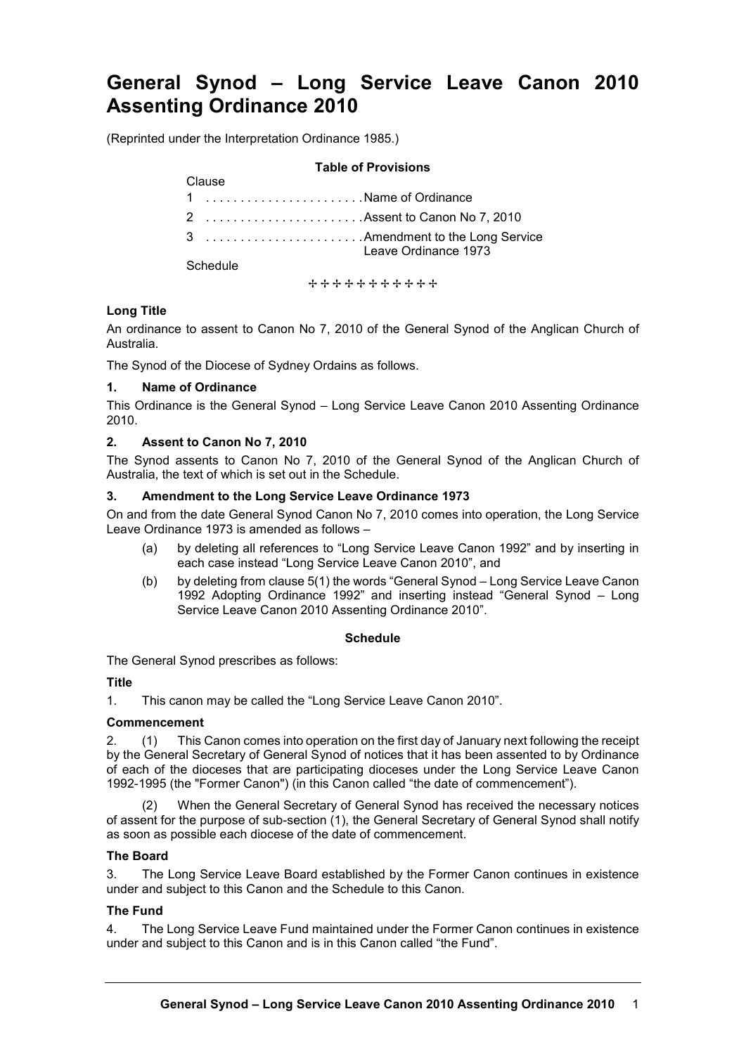# General Synod – Long Service Leave Canon 2010 Assenting Ordinance 2010

(Reprinted under the Interpretation Ordinance 1985.)

**Table of Provisions**

| Clause | |
|---|---|
| 1 | Name of Ordinance |
| 2 | Assent to Canon No 7, 2010 |
| 3 | Amendment to the Long Service Leave Ordinance 1973 |
| Schedule | |

✣✣✣✣✣✣✣✣✣✣✣

**Long Title**

An ordinance to assent to Canon No 7, 2010 of the General Synod of the Anglican Church of Australia.

The Synod of the Diocese of Sydney Ordains as follows.

**1. Name of Ordinance**

This Ordinance is the General Synod – Long Service Leave Canon 2010 Assenting Ordinance 2010.

**2. Assent to Canon No 7, 2010**

The Synod assents to Canon No 7, 2010 of the General Synod of the Anglican Church of Australia, the text of which is set out in the Schedule.

**3. Amendment to the Long Service Leave Ordinance 1973**

On and from the date General Synod Canon No 7, 2010 comes into operation, the Long Service Leave Ordinance 1973 is amended as follows –

(a) by deleting all references to "Long Service Leave Canon 1992" and by inserting in each case instead "Long Service Leave Canon 2010", and

(b) by deleting from clause 5(1) the words "General Synod – Long Service Leave Canon 1992 Adopting Ordinance 1992" and inserting instead "General Synod – Long Service Leave Canon 2010 Assenting Ordinance 2010".

**Schedule**

The General Synod prescribes as follows:

**Title**

1. This canon may be called the "Long Service Leave Canon 2010".

**Commencement**

2. (1) This Canon comes into operation on the first day of January next following the receipt by the General Secretary of General Synod of notices that it has been assented to by Ordinance of each of the dioceses that are participating dioceses under the Long Service Leave Canon 1992-1995 (the "Former Canon") (in this Canon called "the date of commencement").

(2) When the General Secretary of General Synod has received the necessary notices of assent for the purpose of sub-section (1), the General Secretary of General Synod shall notify as soon as possible each diocese of the date of commencement.

**The Board**

3. The Long Service Leave Board established by the Former Canon continues in existence under and subject to this Canon and the Schedule to this Canon.

**The Fund**

4. The Long Service Leave Fund maintained under the Former Canon continues in existence under and subject to this Canon and is in this Canon called "the Fund".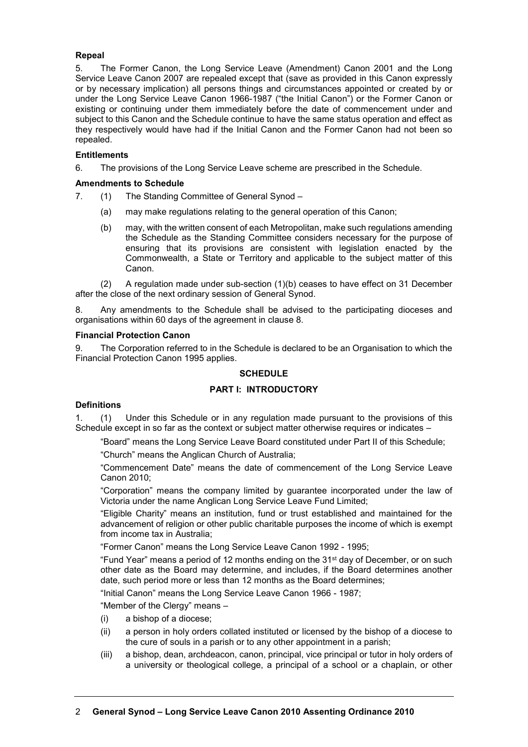**Repeal**

5. The Former Canon, the Long Service Leave (Amendment) Canon 2001 and the Long Service Leave Canon 2007 are repealed except that (save as provided in this Canon expressly or by necessary implication) all persons things and circumstances appointed or created by or under the Long Service Leave Canon 1966-1987 ("the Initial Canon") or the Former Canon or existing or continuing under them immediately before the date of commencement under and subject to this Canon and the Schedule continue to have the same status operation and effect as they respectively would have had if the Initial Canon and the Former Canon had not been so repealed.

**Entitlements**

6. The provisions of the Long Service Leave scheme are prescribed in the Schedule.

**Amendments to Schedule**

7. (1) The Standing Committee of General Synod –

   (a) may make regulations relating to the general operation of this Canon;

   (b) may, with the written consent of each Metropolitan, make such regulations amending the Schedule as the Standing Committee considers necessary for the purpose of ensuring that its provisions are consistent with legislation enacted by the Commonwealth, a State or Territory and applicable to the subject matter of this Canon.

(2) A regulation made under sub-section (1)(b) ceases to have effect on 31 December after the close of the next ordinary session of General Synod.

8. Any amendments to the Schedule shall be advised to the participating dioceses and organisations within 60 days of the agreement in clause 8.

**Financial Protection Canon**

9. The Corporation referred to in the Schedule is declared to be an Organisation to which the Financial Protection Canon 1995 applies.

## SCHEDULE

## PART I: INTRODUCTORY

**Definitions**

1. (1) Under this Schedule or in any regulation made pursuant to the provisions of this Schedule except in so far as the context or subject matter otherwise requires or indicates –

"Board" means the Long Service Leave Board constituted under Part II of this Schedule;

"Church" means the Anglican Church of Australia;

"Commencement Date" means the date of commencement of the Long Service Leave Canon 2010;

"Corporation" means the company limited by guarantee incorporated under the law of Victoria under the name Anglican Long Service Leave Fund Limited;

"Eligible Charity" means an institution, fund or trust established and maintained for the advancement of religion or other public charitable purposes the income of which is exempt from income tax in Australia;

"Former Canon" means the Long Service Leave Canon 1992 - 1995;

"Fund Year" means a period of 12 months ending on the 31st day of December, or on such other date as the Board may determine, and includes, if the Board determines another date, such period more or less than 12 months as the Board determines;

"Initial Canon" means the Long Service Leave Canon 1966 - 1987;

"Member of the Clergy" means –

(i) a bishop of a diocese;

(ii) a person in holy orders collated instituted or licensed by the bishop of a diocese to the cure of souls in a parish or to any other appointment in a parish;

(iii) a bishop, dean, archdeacon, canon, principal, vice principal or tutor in holy orders of a university or theological college, a principal of a school or a chaplain, or other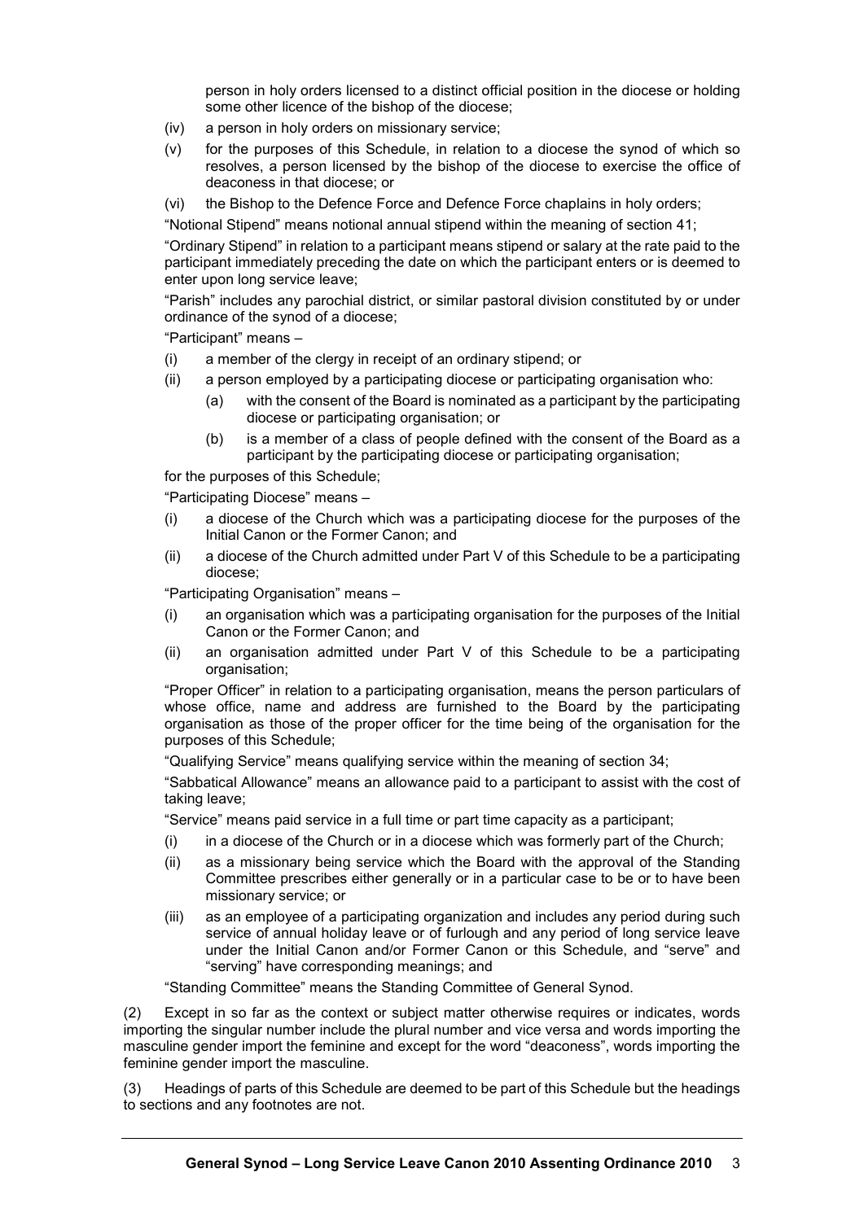person in holy orders licensed to a distinct official position in the diocese or holding some other licence of the bishop of the diocese;

(iv) a person in holy orders on missionary service;

(v) for the purposes of this Schedule, in relation to a diocese the synod of which so resolves, a person licensed by the bishop of the diocese to exercise the office of deaconess in that diocese; or

(vi) the Bishop to the Defence Force and Defence Force chaplains in holy orders;

"Notional Stipend" means notional annual stipend within the meaning of section 41;

"Ordinary Stipend" in relation to a participant means stipend or salary at the rate paid to the participant immediately preceding the date on which the participant enters or is deemed to enter upon long service leave;

"Parish" includes any parochial district, or similar pastoral division constituted by or under ordinance of the synod of a diocese;

"Participant" means –

(i) a member of the clergy in receipt of an ordinary stipend; or

(ii) a person employed by a participating diocese or participating organisation who:

  (a) with the consent of the Board is nominated as a participant by the participating diocese or participating organisation; or

  (b) is a member of a class of people defined with the consent of the Board as a participant by the participating diocese or participating organisation;

for the purposes of this Schedule;

"Participating Diocese" means –

(i) a diocese of the Church which was a participating diocese for the purposes of the Initial Canon or the Former Canon; and

(ii) a diocese of the Church admitted under Part V of this Schedule to be a participating diocese;

"Participating Organisation" means –

(i) an organisation which was a participating organisation for the purposes of the Initial Canon or the Former Canon; and

(ii) an organisation admitted under Part V of this Schedule to be a participating organisation;

"Proper Officer" in relation to a participating organisation, means the person particulars of whose office, name and address are furnished to the Board by the participating organisation as those of the proper officer for the time being of the organisation for the purposes of this Schedule;

"Qualifying Service" means qualifying service within the meaning of section 34;

"Sabbatical Allowance" means an allowance paid to a participant to assist with the cost of taking leave;

"Service" means paid service in a full time or part time capacity as a participant;

(i) in a diocese of the Church or in a diocese which was formerly part of the Church;

(ii) as a missionary being service which the Board with the approval of the Standing Committee prescribes either generally or in a particular case to be or to have been missionary service; or

(iii) as an employee of a participating organization and includes any period during such service of annual holiday leave or of furlough and any period of long service leave under the Initial Canon and/or Former Canon or this Schedule, and "serve" and "serving" have corresponding meanings; and

"Standing Committee" means the Standing Committee of General Synod.

(2) Except in so far as the context or subject matter otherwise requires or indicates, words importing the singular number include the plural number and vice versa and words importing the masculine gender import the feminine and except for the word "deaconess", words importing the feminine gender import the masculine.

(3) Headings of parts of this Schedule are deemed to be part of this Schedule but the headings to sections and any footnotes are not.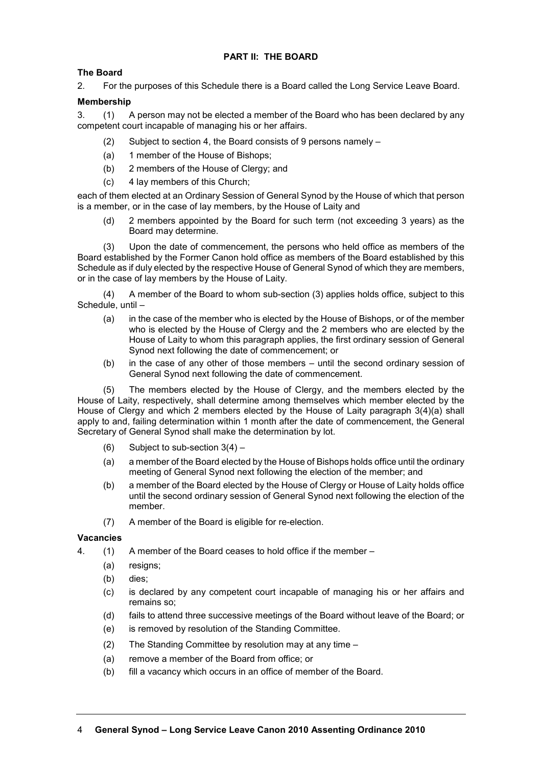## PART II: THE BOARD

### The Board

2. For the purposes of this Schedule there is a Board called the Long Service Leave Board.

### Membership

3. (1) A person may not be elected a member of the Board who has been declared by any competent court incapable of managing his or her affairs.

(2) Subject to section 4, the Board consists of 9 persons namely –

(a) 1 member of the House of Bishops;

(b) 2 members of the House of Clergy; and

(c) 4 lay members of this Church;

each of them elected at an Ordinary Session of General Synod by the House of which that person is a member, or in the case of lay members, by the House of Laity and

(d) 2 members appointed by the Board for such term (not exceeding 3 years) as the Board may determine.

(3) Upon the date of commencement, the persons who held office as members of the Board established by the Former Canon hold office as members of the Board established by this Schedule as if duly elected by the respective House of General Synod of which they are members, or in the case of lay members by the House of Laity.

(4) A member of the Board to whom sub-section (3) applies holds office, subject to this Schedule, until –

(a) in the case of the member who is elected by the House of Bishops, or of the member who is elected by the House of Clergy and the 2 members who are elected by the House of Laity to whom this paragraph applies, the first ordinary session of General Synod next following the date of commencement; or

(b) in the case of any other of those members – until the second ordinary session of General Synod next following the date of commencement.

(5) The members elected by the House of Clergy, and the members elected by the House of Laity, respectively, shall determine among themselves which member elected by the House of Clergy and which 2 members elected by the House of Laity paragraph 3(4)(a) shall apply to and, failing determination within 1 month after the date of commencement, the General Secretary of General Synod shall make the determination by lot.

(6) Subject to sub-section 3(4) –

(a) a member of the Board elected by the House of Bishops holds office until the ordinary meeting of General Synod next following the election of the member; and

(b) a member of the Board elected by the House of Clergy or House of Laity holds office until the second ordinary session of General Synod next following the election of the member.

(7) A member of the Board is eligible for re-election.

### Vacancies

4. (1) A member of the Board ceases to hold office if the member –

(a) resigns;

(b) dies;

(c) is declared by any competent court incapable of managing his or her affairs and remains so;

(d) fails to attend three successive meetings of the Board without leave of the Board; or

(e) is removed by resolution of the Standing Committee.

(2) The Standing Committee by resolution may at any time –

(a) remove a member of the Board from office; or

(b) fill a vacancy which occurs in an office of member of the Board.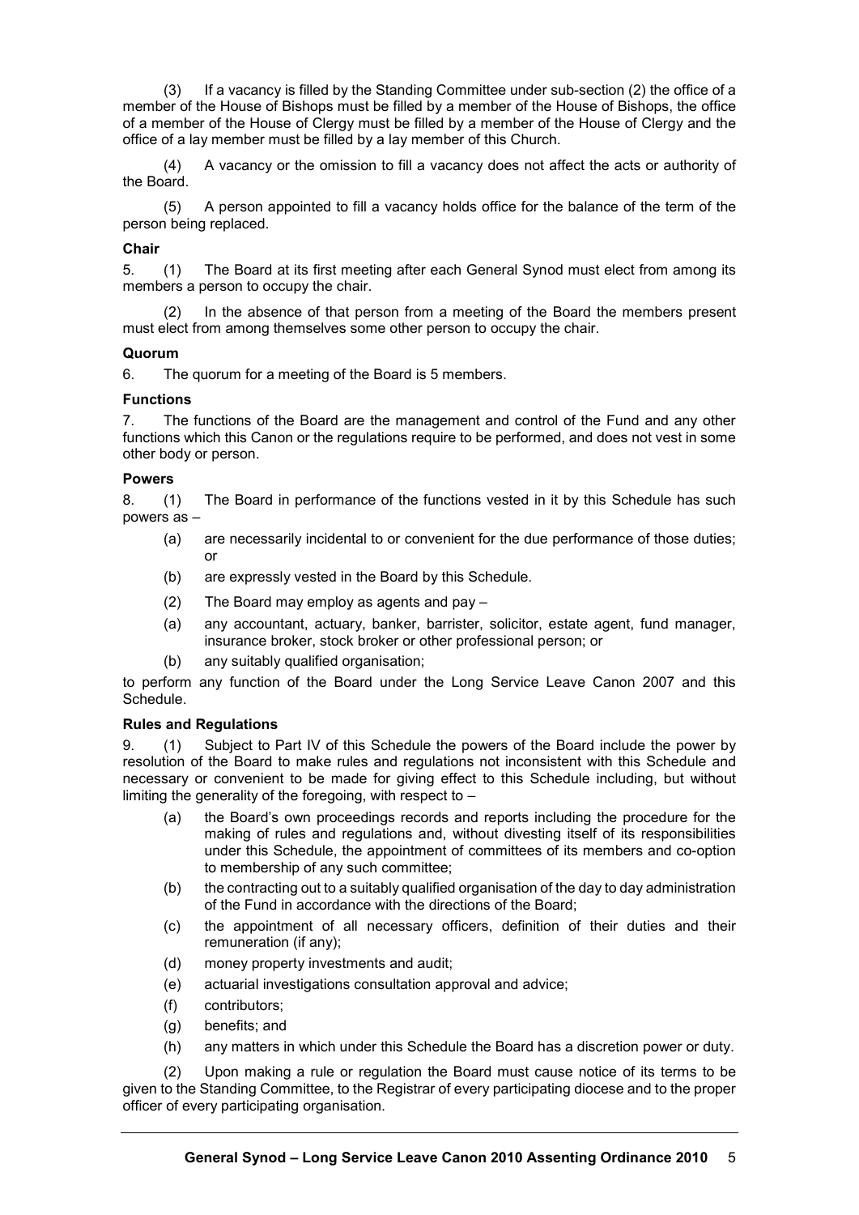(3) If a vacancy is filled by the Standing Committee under sub-section (2) the office of a member of the House of Bishops must be filled by a member of the House of Bishops, the office of a member of the House of Clergy must be filled by a member of the House of Clergy and the office of a lay member must be filled by a lay member of this Church.

(4) A vacancy or the omission to fill a vacancy does not affect the acts or authority of the Board.

(5) A person appointed to fill a vacancy holds office for the balance of the term of the person being replaced.

**Chair**

5. (1) The Board at its first meeting after each General Synod must elect from among its members a person to occupy the chair.

(2) In the absence of that person from a meeting of the Board the members present must elect from among themselves some other person to occupy the chair.

**Quorum**

6. The quorum for a meeting of the Board is 5 members.

**Functions**

7. The functions of the Board are the management and control of the Fund and any other functions which this Canon or the regulations require to be performed, and does not vest in some other body or person.

**Powers**

8. (1) The Board in performance of the functions vested in it by this Schedule has such powers as –

- (a) are necessarily incidental to or convenient for the due performance of those duties; or
- (b) are expressly vested in the Board by this Schedule.

(2) The Board may employ as agents and pay –

- (a) any accountant, actuary, banker, barrister, solicitor, estate agent, fund manager, insurance broker, stock broker or other professional person; or
- (b) any suitably qualified organisation;

to perform any function of the Board under the Long Service Leave Canon 2007 and this Schedule.

**Rules and Regulations**

9. (1) Subject to Part IV of this Schedule the powers of the Board include the power by resolution of the Board to make rules and regulations not inconsistent with this Schedule and necessary or convenient to be made for giving effect to this Schedule including, but without limiting the generality of the foregoing, with respect to –

- (a) the Board's own proceedings records and reports including the procedure for the making of rules and regulations and, without divesting itself of its responsibilities under this Schedule, the appointment of committees of its members and co-option to membership of any such committee;
- (b) the contracting out to a suitably qualified organisation of the day to day administration of the Fund in accordance with the directions of the Board;
- (c) the appointment of all necessary officers, definition of their duties and their remuneration (if any);
- (d) money property investments and audit;
- (e) actuarial investigations consultation approval and advice;
- (f) contributors;
- (g) benefits; and
- (h) any matters in which under this Schedule the Board has a discretion power or duty.

(2) Upon making a rule or regulation the Board must cause notice of its terms to be given to the Standing Committee, to the Registrar of every participating diocese and to the proper officer of every participating organisation.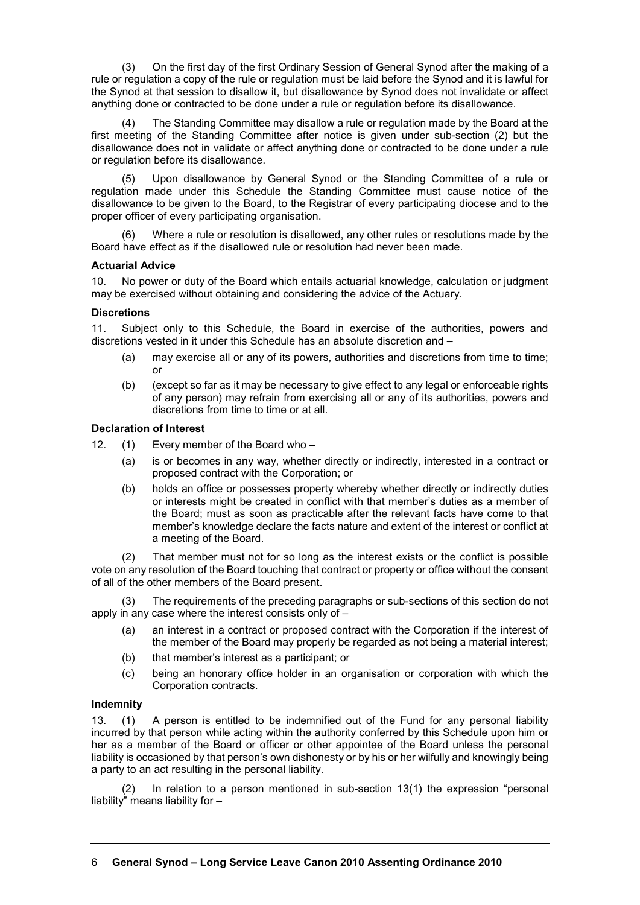(3) On the first day of the first Ordinary Session of General Synod after the making of a rule or regulation a copy of the rule or regulation must be laid before the Synod and it is lawful for the Synod at that session to disallow it, but disallowance by Synod does not invalidate or affect anything done or contracted to be done under a rule or regulation before its disallowance.

(4) The Standing Committee may disallow a rule or regulation made by the Board at the first meeting of the Standing Committee after notice is given under sub-section (2) but the disallowance does not in validate or affect anything done or contracted to be done under a rule or regulation before its disallowance.

(5) Upon disallowance by General Synod or the Standing Committee of a rule or regulation made under this Schedule the Standing Committee must cause notice of the disallowance to be given to the Board, to the Registrar of every participating diocese and to the proper officer of every participating organisation.

(6) Where a rule or resolution is disallowed, any other rules or resolutions made by the Board have effect as if the disallowed rule or resolution had never been made.

**Actuarial Advice**

10. No power or duty of the Board which entails actuarial knowledge, calculation or judgment may be exercised without obtaining and considering the advice of the Actuary.

**Discretions**

11. Subject only to this Schedule, the Board in exercise of the authorities, powers and discretions vested in it under this Schedule has an absolute discretion and –

(a) may exercise all or any of its powers, authorities and discretions from time to time; or

(b) (except so far as it may be necessary to give effect to any legal or enforceable rights of any person) may refrain from exercising all or any of its authorities, powers and discretions from time to time or at all.

**Declaration of Interest**

12. (1) Every member of the Board who –

(a) is or becomes in any way, whether directly or indirectly, interested in a contract or proposed contract with the Corporation; or

(b) holds an office or possesses property whereby whether directly or indirectly duties or interests might be created in conflict with that member's duties as a member of the Board; must as soon as practicable after the relevant facts have come to that member's knowledge declare the facts nature and extent of the interest or conflict at a meeting of the Board.

(2) That member must not for so long as the interest exists or the conflict is possible vote on any resolution of the Board touching that contract or property or office without the consent of all of the other members of the Board present.

(3) The requirements of the preceding paragraphs or sub-sections of this section do not apply in any case where the interest consists only of –

(a) an interest in a contract or proposed contract with the Corporation if the interest of the member of the Board may properly be regarded as not being a material interest;

(b) that member's interest as a participant; or

(c) being an honorary office holder in an organisation or corporation with which the Corporation contracts.

**Indemnity**

13. (1) A person is entitled to be indemnified out of the Fund for any personal liability incurred by that person while acting within the authority conferred by this Schedule upon him or her as a member of the Board or officer or other appointee of the Board unless the personal liability is occasioned by that person's own dishonesty or by his or her wilfully and knowingly being a party to an act resulting in the personal liability.

(2) In relation to a person mentioned in sub-section 13(1) the expression "personal liability" means liability for –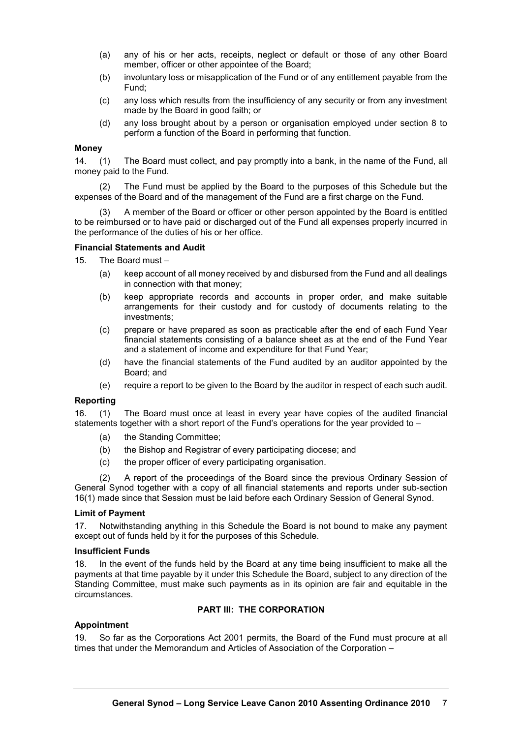(a) any of his or her acts, receipts, neglect or default or those of any other Board member, officer or other appointee of the Board;

(b) involuntary loss or misapplication of the Fund or of any entitlement payable from the Fund;

(c) any loss which results from the insufficiency of any security or from any investment made by the Board in good faith; or

(d) any loss brought about by a person or organisation employed under section 8 to perform a function of the Board in performing that function.

**Money**

14. (1) The Board must collect, and pay promptly into a bank, in the name of the Fund, all money paid to the Fund.

(2) The Fund must be applied by the Board to the purposes of this Schedule but the expenses of the Board and of the management of the Fund are a first charge on the Fund.

(3) A member of the Board or officer or other person appointed by the Board is entitled to be reimbursed or to have paid or discharged out of the Fund all expenses properly incurred in the performance of the duties of his or her office.

**Financial Statements and Audit**

15. The Board must –

(a) keep account of all money received by and disbursed from the Fund and all dealings in connection with that money;

(b) keep appropriate records and accounts in proper order, and make suitable arrangements for their custody and for custody of documents relating to the investments;

(c) prepare or have prepared as soon as practicable after the end of each Fund Year financial statements consisting of a balance sheet as at the end of the Fund Year and a statement of income and expenditure for that Fund Year;

(d) have the financial statements of the Fund audited by an auditor appointed by the Board; and

(e) require a report to be given to the Board by the auditor in respect of each such audit.

**Reporting**

16. (1) The Board must once at least in every year have copies of the audited financial statements together with a short report of the Fund's operations for the year provided to –

(a) the Standing Committee;

(b) the Bishop and Registrar of every participating diocese; and

(c) the proper officer of every participating organisation.

(2) A report of the proceedings of the Board since the previous Ordinary Session of General Synod together with a copy of all financial statements and reports under sub-section 16(1) made since that Session must be laid before each Ordinary Session of General Synod.

**Limit of Payment**

17. Notwithstanding anything in this Schedule the Board is not bound to make any payment except out of funds held by it for the purposes of this Schedule.

**Insufficient Funds**

18. In the event of the funds held by the Board at any time being insufficient to make all the payments at that time payable by it under this Schedule the Board, subject to any direction of the Standing Committee, must make such payments as in its opinion are fair and equitable in the circumstances.

**PART III: THE CORPORATION**

**Appointment**

19. So far as the Corporations Act 2001 permits, the Board of the Fund must procure at all times that under the Memorandum and Articles of Association of the Corporation –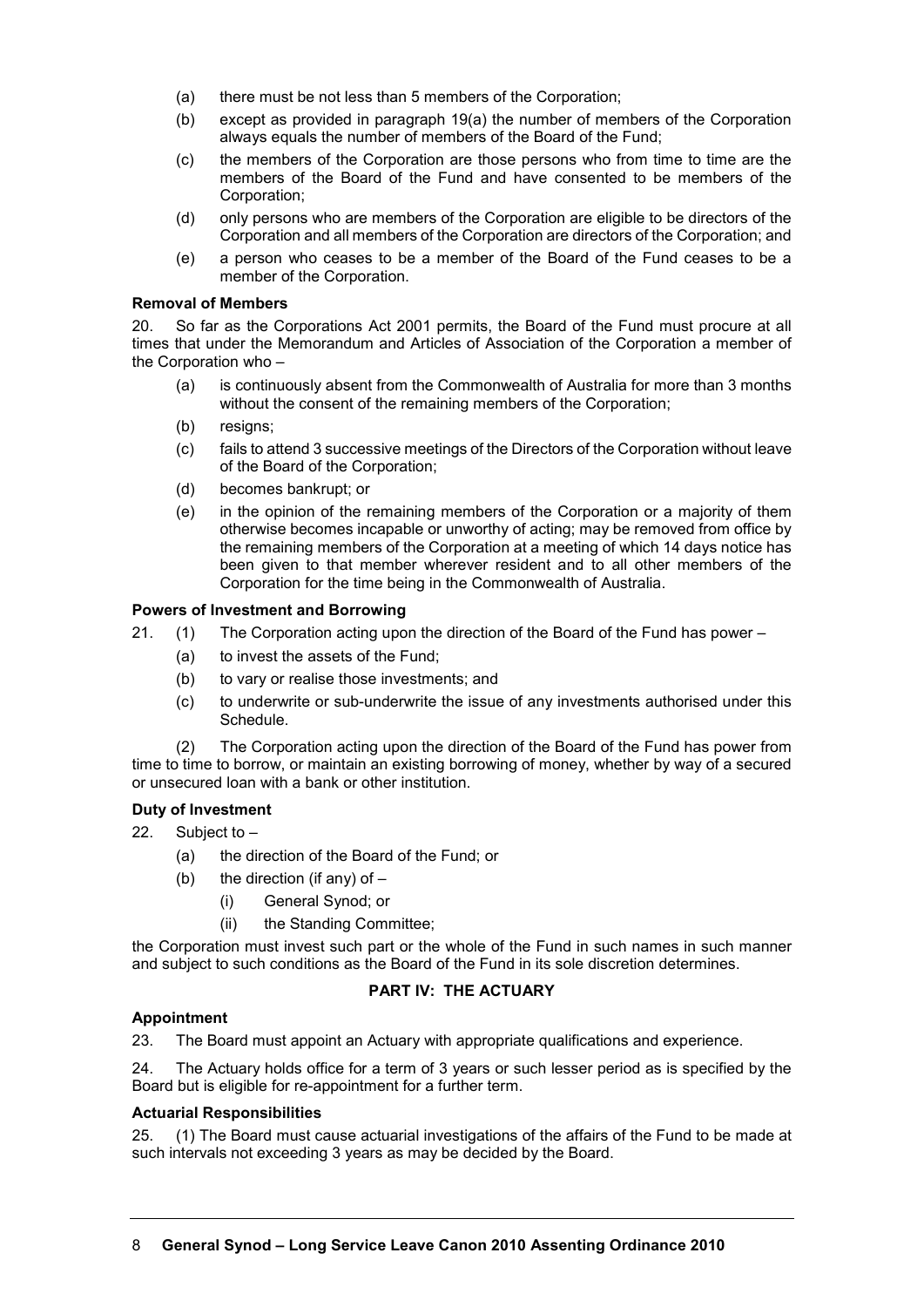(a) there must be not less than 5 members of the Corporation;

(b) except as provided in paragraph 19(a) the number of members of the Corporation always equals the number of members of the Board of the Fund;

(c) the members of the Corporation are those persons who from time to time are the members of the Board of the Fund and have consented to be members of the Corporation;

(d) only persons who are members of the Corporation are eligible to be directors of the Corporation and all members of the Corporation are directors of the Corporation; and

(e) a person who ceases to be a member of the Board of the Fund ceases to be a member of the Corporation.

**Removal of Members**

20. So far as the Corporations Act 2001 permits, the Board of the Fund must procure at all times that under the Memorandum and Articles of Association of the Corporation a member of the Corporation who –

(a) is continuously absent from the Commonwealth of Australia for more than 3 months without the consent of the remaining members of the Corporation;

(b) resigns;

(c) fails to attend 3 successive meetings of the Directors of the Corporation without leave of the Board of the Corporation;

(d) becomes bankrupt; or

(e) in the opinion of the remaining members of the Corporation or a majority of them otherwise becomes incapable or unworthy of acting; may be removed from office by the remaining members of the Corporation at a meeting of which 14 days notice has been given to that member wherever resident and to all other members of the Corporation for the time being in the Commonwealth of Australia.

**Powers of Investment and Borrowing**

21. (1) The Corporation acting upon the direction of the Board of the Fund has power –

(a) to invest the assets of the Fund;

(b) to vary or realise those investments; and

(c) to underwrite or sub-underwrite the issue of any investments authorised under this Schedule.

(2) The Corporation acting upon the direction of the Board of the Fund has power from time to time to borrow, or maintain an existing borrowing of money, whether by way of a secured or unsecured loan with a bank or other institution.

**Duty of Investment**

22. Subject to –

(a) the direction of the Board of the Fund; or

(b) the direction (if any) of –

(i) General Synod; or

(ii) the Standing Committee;

the Corporation must invest such part or the whole of the Fund in such names in such manner and subject to such conditions as the Board of the Fund in its sole discretion determines.

## PART IV: THE ACTUARY

**Appointment**

23. The Board must appoint an Actuary with appropriate qualifications and experience.

24. The Actuary holds office for a term of 3 years or such lesser period as is specified by the Board but is eligible for re-appointment for a further term.

**Actuarial Responsibilities**

25. (1) The Board must cause actuarial investigations of the affairs of the Fund to be made at such intervals not exceeding 3 years as may be decided by the Board.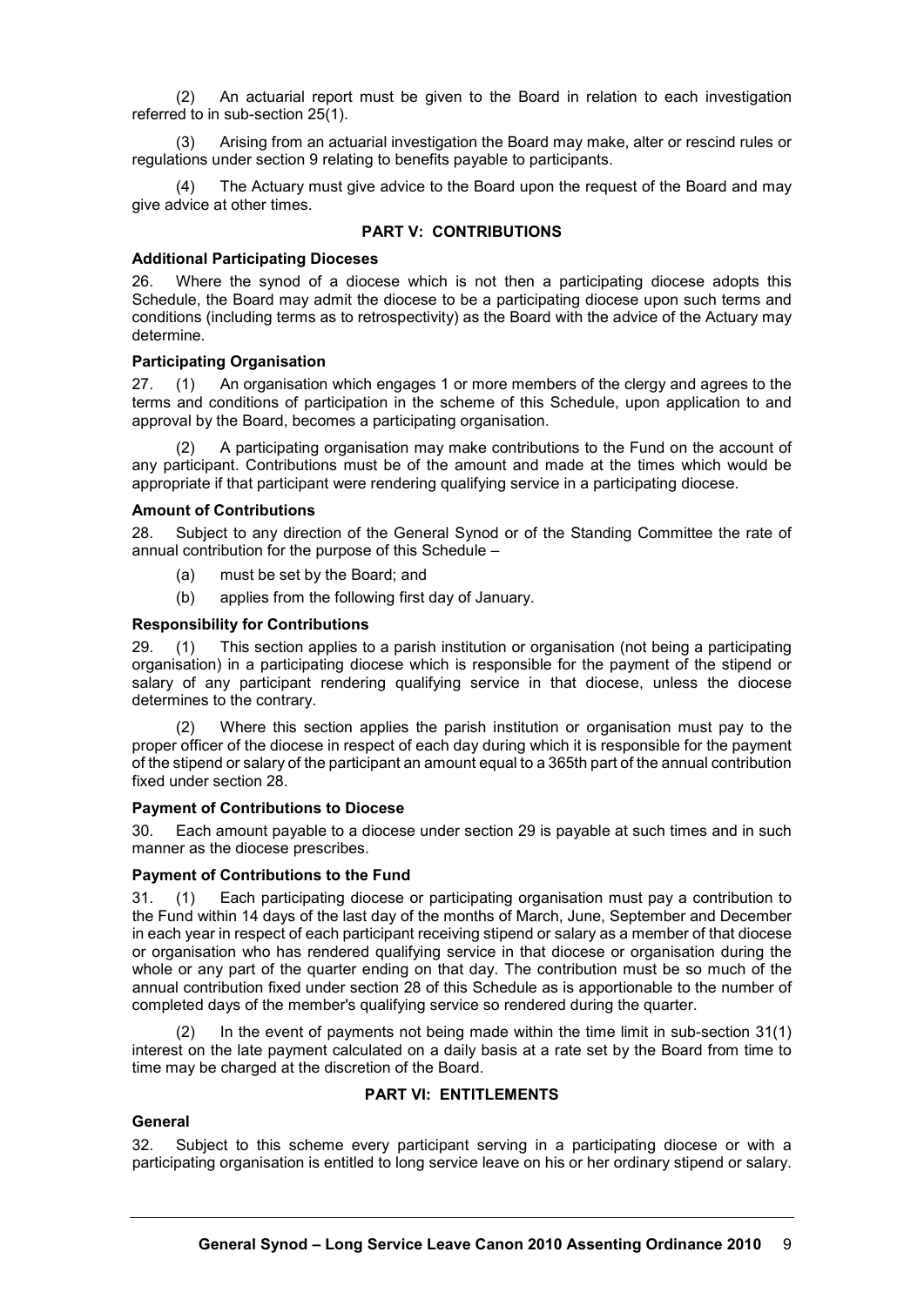(2) An actuarial report must be given to the Board in relation to each investigation referred to in sub-section 25(1).

(3) Arising from an actuarial investigation the Board may make, alter or rescind rules or regulations under section 9 relating to benefits payable to participants.

(4) The Actuary must give advice to the Board upon the request of the Board and may give advice at other times.

## PART V: CONTRIBUTIONS

**Additional Participating Dioceses**

26. Where the synod of a diocese which is not then a participating diocese adopts this Schedule, the Board may admit the diocese to be a participating diocese upon such terms and conditions (including terms as to retrospectivity) as the Board with the advice of the Actuary may determine.

**Participating Organisation**

27. (1) An organisation which engages 1 or more members of the clergy and agrees to the terms and conditions of participation in the scheme of this Schedule, upon application to and approval by the Board, becomes a participating organisation.

(2) A participating organisation may make contributions to the Fund on the account of any participant. Contributions must be of the amount and made at the times which would be appropriate if that participant were rendering qualifying service in a participating diocese.

**Amount of Contributions**

28. Subject to any direction of the General Synod or of the Standing Committee the rate of annual contribution for the purpose of this Schedule –

(a) must be set by the Board; and

(b) applies from the following first day of January.

**Responsibility for Contributions**

29. (1) This section applies to a parish institution or organisation (not being a participating organisation) in a participating diocese which is responsible for the payment of the stipend or salary of any participant rendering qualifying service in that diocese, unless the diocese determines to the contrary.

(2) Where this section applies the parish institution or organisation must pay to the proper officer of the diocese in respect of each day during which it is responsible for the payment of the stipend or salary of the participant an amount equal to a 365th part of the annual contribution fixed under section 28.

**Payment of Contributions to Diocese**

30. Each amount payable to a diocese under section 29 is payable at such times and in such manner as the diocese prescribes.

**Payment of Contributions to the Fund**

31. (1) Each participating diocese or participating organisation must pay a contribution to the Fund within 14 days of the last day of the months of March, June, September and December in each year in respect of each participant receiving stipend or salary as a member of that diocese or organisation who has rendered qualifying service in that diocese or organisation during the whole or any part of the quarter ending on that day. The contribution must be so much of the annual contribution fixed under section 28 of this Schedule as is apportionable to the number of completed days of the member's qualifying service so rendered during the quarter.

(2) In the event of payments not being made within the time limit in sub-section 31(1) interest on the late payment calculated on a daily basis at a rate set by the Board from time to time may be charged at the discretion of the Board.

## PART VI: ENTITLEMENTS

**General**

32. Subject to this scheme every participant serving in a participating diocese or with a participating organisation is entitled to long service leave on his or her ordinary stipend or salary.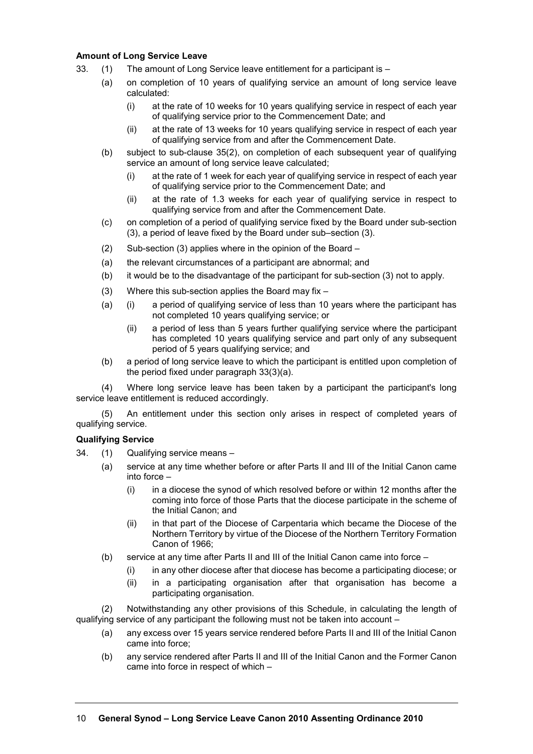**Amount of Long Service Leave**

33. (1) The amount of Long Service leave entitlement for a participant is –

(a) on completion of 10 years of qualifying service an amount of long service leave calculated:

(i) at the rate of 10 weeks for 10 years qualifying service in respect of each year of qualifying service prior to the Commencement Date; and

(ii) at the rate of 13 weeks for 10 years qualifying service in respect of each year of qualifying service from and after the Commencement Date.

(b) subject to sub-clause 35(2), on completion of each subsequent year of qualifying service an amount of long service leave calculated;

(i) at the rate of 1 week for each year of qualifying service in respect of each year of qualifying service prior to the Commencement Date; and

(ii) at the rate of 1.3 weeks for each year of qualifying service in respect to qualifying service from and after the Commencement Date.

(c) on completion of a period of qualifying service fixed by the Board under sub-section (3), a period of leave fixed by the Board under sub–section (3).

(2) Sub-section (3) applies where in the opinion of the Board –

(a) the relevant circumstances of a participant are abnormal; and

(b) it would be to the disadvantage of the participant for sub-section (3) not to apply.

(3) Where this sub-section applies the Board may fix –

(a) (i) a period of qualifying service of less than 10 years where the participant has not completed 10 years qualifying service; or

(ii) a period of less than 5 years further qualifying service where the participant has completed 10 years qualifying service and part only of any subsequent period of 5 years qualifying service; and

(b) a period of long service leave to which the participant is entitled upon completion of the period fixed under paragraph 33(3)(a).

(4) Where long service leave has been taken by a participant the participant's long service leave entitlement is reduced accordingly.

(5) An entitlement under this section only arises in respect of completed years of qualifying service.

**Qualifying Service**

34. (1) Qualifying service means –

(a) service at any time whether before or after Parts II and III of the Initial Canon came into force –

(i) in a diocese the synod of which resolved before or within 12 months after the coming into force of those Parts that the diocese participate in the scheme of the Initial Canon; and

(ii) in that part of the Diocese of Carpentaria which became the Diocese of the Northern Territory by virtue of the Diocese of the Northern Territory Formation Canon of 1966;

(b) service at any time after Parts II and III of the Initial Canon came into force –

(i) in any other diocese after that diocese has become a participating diocese; or

(ii) in a participating organisation after that organisation has become a participating organisation.

(2) Notwithstanding any other provisions of this Schedule, in calculating the length of qualifying service of any participant the following must not be taken into account –

(a) any excess over 15 years service rendered before Parts II and III of the Initial Canon came into force;

(b) any service rendered after Parts II and III of the Initial Canon and the Former Canon came into force in respect of which –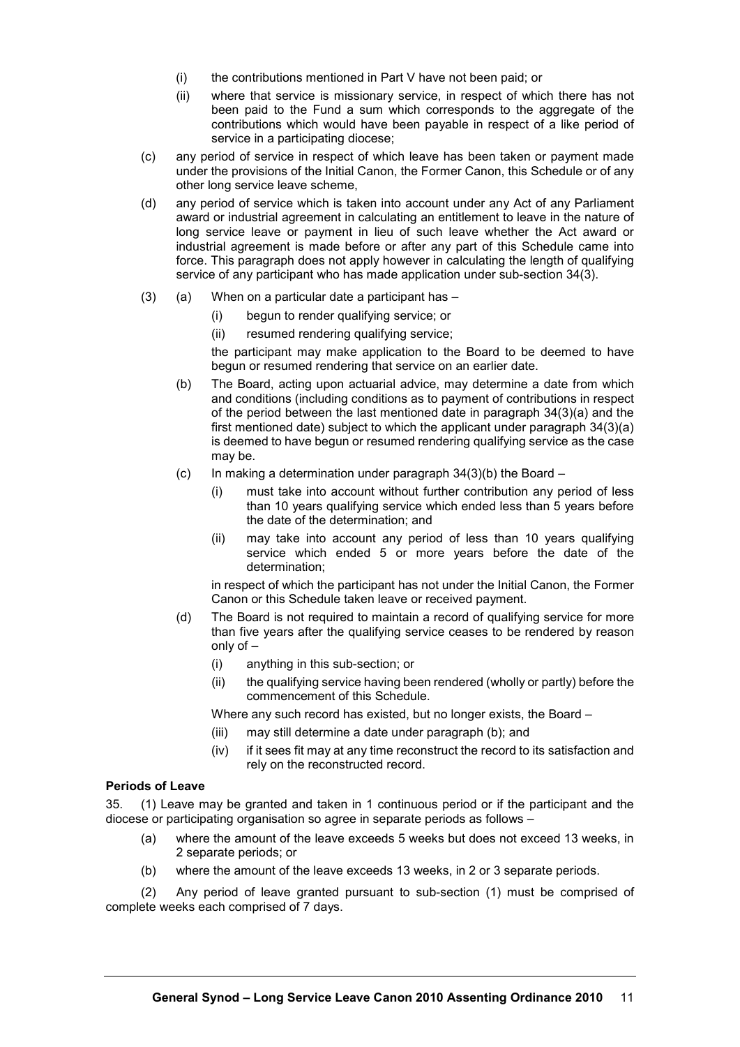(i) the contributions mentioned in Part V have not been paid; or

(ii) where that service is missionary service, in respect of which there has not been paid to the Fund a sum which corresponds to the aggregate of the contributions which would have been payable in respect of a like period of service in a participating diocese;

(c) any period of service in respect of which leave has been taken or payment made under the provisions of the Initial Canon, the Former Canon, this Schedule or of any other long service leave scheme,

(d) any period of service which is taken into account under any Act of any Parliament award or industrial agreement in calculating an entitlement to leave in the nature of long service leave or payment in lieu of such leave whether the Act award or industrial agreement is made before or after any part of this Schedule came into force. This paragraph does not apply however in calculating the length of qualifying service of any participant who has made application under sub-section 34(3).

(3) (a) When on a particular date a participant has –

(i) begun to render qualifying service; or

(ii) resumed rendering qualifying service;

the participant may make application to the Board to be deemed to have begun or resumed rendering that service on an earlier date.

(b) The Board, acting upon actuarial advice, may determine a date from which and conditions (including conditions as to payment of contributions in respect of the period between the last mentioned date in paragraph 34(3)(a) and the first mentioned date) subject to which the applicant under paragraph 34(3)(a) is deemed to have begun or resumed rendering qualifying service as the case may be.

(c) In making a determination under paragraph 34(3)(b) the Board –

(i) must take into account without further contribution any period of less than 10 years qualifying service which ended less than 5 years before the date of the determination; and

(ii) may take into account any period of less than 10 years qualifying service which ended 5 or more years before the date of the determination;

in respect of which the participant has not under the Initial Canon, the Former Canon or this Schedule taken leave or received payment.

(d) The Board is not required to maintain a record of qualifying service for more than five years after the qualifying service ceases to be rendered by reason only of –

(i) anything in this sub-section; or

(ii) the qualifying service having been rendered (wholly or partly) before the commencement of this Schedule.

Where any such record has existed, but no longer exists, the Board –

(iii) may still determine a date under paragraph (b); and

(iv) if it sees fit may at any time reconstruct the record to its satisfaction and rely on the reconstructed record.

**Periods of Leave**

35. (1) Leave may be granted and taken in 1 continuous period or if the participant and the diocese or participating organisation so agree in separate periods as follows –

(a) where the amount of the leave exceeds 5 weeks but does not exceed 13 weeks, in 2 separate periods; or

(b) where the amount of the leave exceeds 13 weeks, in 2 or 3 separate periods.

(2) Any period of leave granted pursuant to sub-section (1) must be comprised of complete weeks each comprised of 7 days.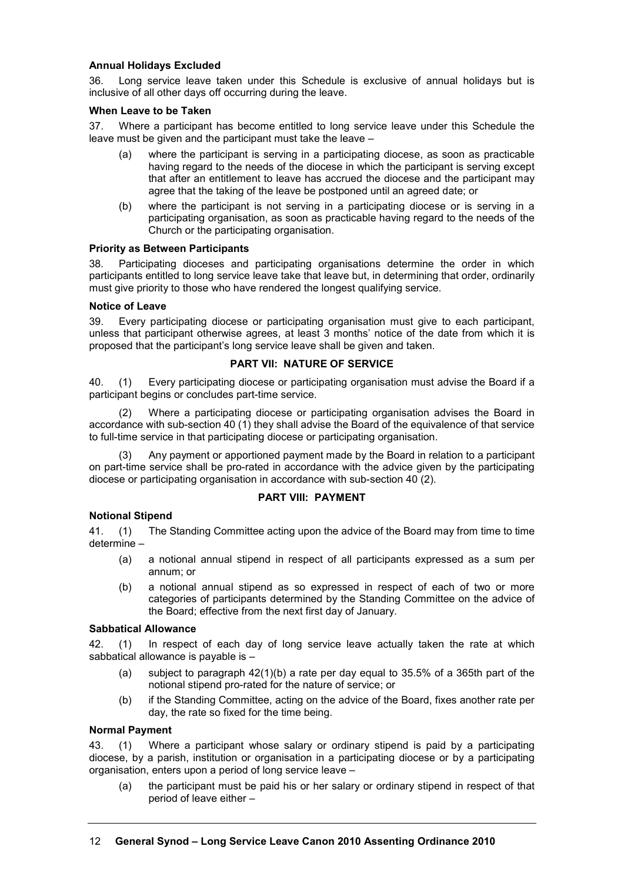**Annual Holidays Excluded**

36. Long service leave taken under this Schedule is exclusive of annual holidays but is inclusive of all other days off occurring during the leave.

**When Leave to be Taken**

37. Where a participant has become entitled to long service leave under this Schedule the leave must be given and the participant must take the leave –

(a) where the participant is serving in a participating diocese, as soon as practicable having regard to the needs of the diocese in which the participant is serving except that after an entitlement to leave has accrued the diocese and the participant may agree that the taking of the leave be postponed until an agreed date; or

(b) where the participant is not serving in a participating diocese or is serving in a participating organisation, as soon as practicable having regard to the needs of the Church or the participating organisation.

**Priority as Between Participants**

38. Participating dioceses and participating organisations determine the order in which participants entitled to long service leave take that leave but, in determining that order, ordinarily must give priority to those who have rendered the longest qualifying service.

**Notice of Leave**

39. Every participating diocese or participating organisation must give to each participant, unless that participant otherwise agrees, at least 3 months' notice of the date from which it is proposed that the participant's long service leave shall be given and taken.

## PART VII: NATURE OF SERVICE

40. (1) Every participating diocese or participating organisation must advise the Board if a participant begins or concludes part-time service.

(2) Where a participating diocese or participating organisation advises the Board in accordance with sub-section 40 (1) they shall advise the Board of the equivalence of that service to full-time service in that participating diocese or participating organisation.

(3) Any payment or apportioned payment made by the Board in relation to a participant on part-time service shall be pro-rated in accordance with the advice given by the participating diocese or participating organisation in accordance with sub-section 40 (2).

## PART VIII: PAYMENT

**Notional Stipend**

41. (1) The Standing Committee acting upon the advice of the Board may from time to time determine –

(a) a notional annual stipend in respect of all participants expressed as a sum per annum; or

(b) a notional annual stipend as so expressed in respect of each of two or more categories of participants determined by the Standing Committee on the advice of the Board; effective from the next first day of January.

**Sabbatical Allowance**

42. (1) In respect of each day of long service leave actually taken the rate at which sabbatical allowance is payable is –

(a) subject to paragraph 42(1)(b) a rate per day equal to 35.5% of a 365th part of the notional stipend pro-rated for the nature of service; or

(b) if the Standing Committee, acting on the advice of the Board, fixes another rate per day, the rate so fixed for the time being.

**Normal Payment**

43. (1) Where a participant whose salary or ordinary stipend is paid by a participating diocese, by a parish, institution or organisation in a participating diocese or by a participating organisation, enters upon a period of long service leave –

(a) the participant must be paid his or her salary or ordinary stipend in respect of that period of leave either –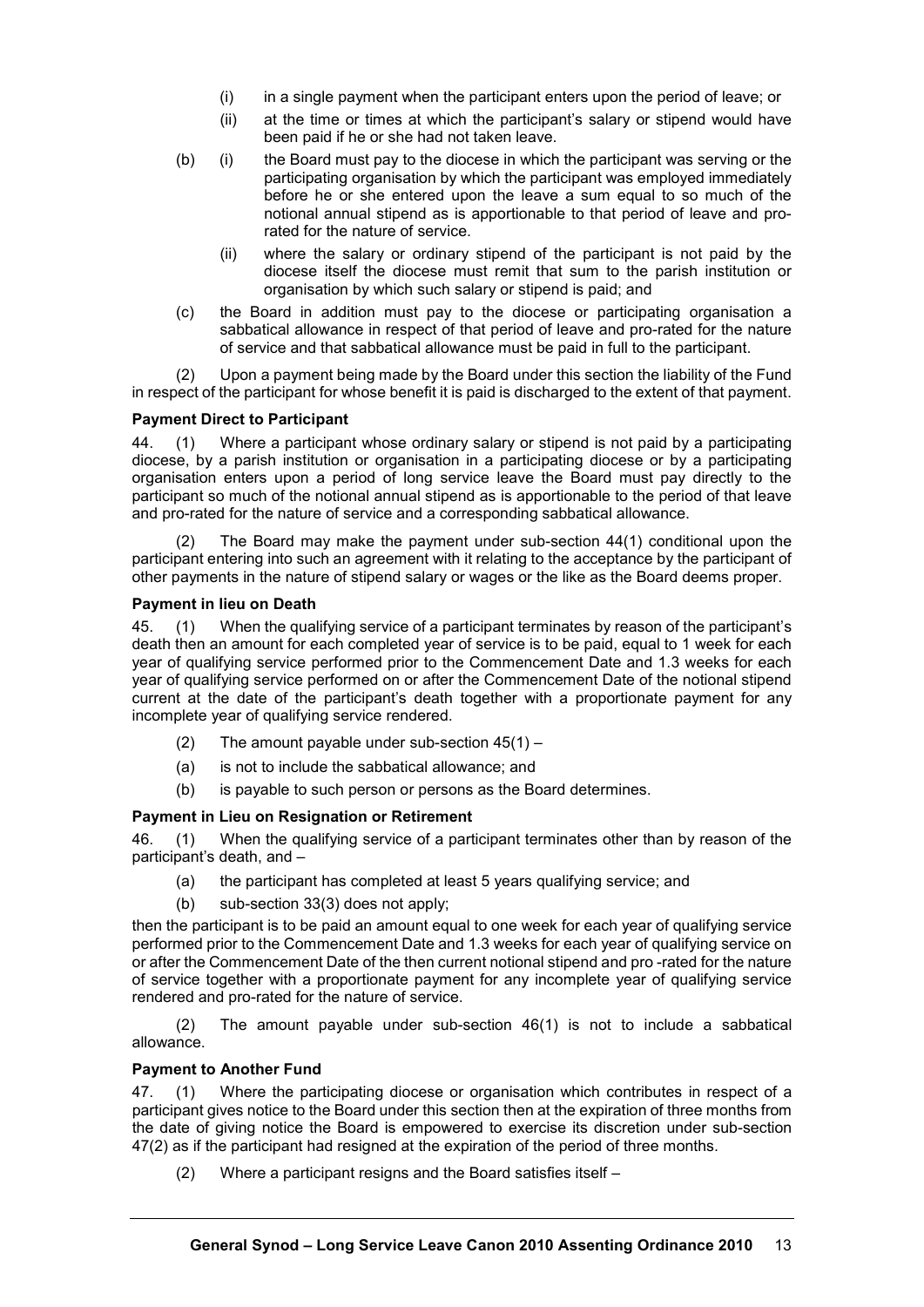(i) in a single payment when the participant enters upon the period of leave; or

(ii) at the time or times at which the participant's salary or stipend would have been paid if he or she had not taken leave.

(b) (i) the Board must pay to the diocese in which the participant was serving or the participating organisation by which the participant was employed immediately before he or she entered upon the leave a sum equal to so much of the notional annual stipend as is apportionable to that period of leave and pro-rated for the nature of service.

(ii) where the salary or ordinary stipend of the participant is not paid by the diocese itself the diocese must remit that sum to the parish institution or organisation by which such salary or stipend is paid; and

(c) the Board in addition must pay to the diocese or participating organisation a sabbatical allowance in respect of that period of leave and pro-rated for the nature of service and that sabbatical allowance must be paid in full to the participant.

(2) Upon a payment being made by the Board under this section the liability of the Fund in respect of the participant for whose benefit it is paid is discharged to the extent of that payment.

**Payment Direct to Participant**

44. (1) Where a participant whose ordinary salary or stipend is not paid by a participating diocese, by a parish institution or organisation in a participating diocese or by a participating organisation enters upon a period of long service leave the Board must pay directly to the participant so much of the notional annual stipend as is apportionable to the period of that leave and pro-rated for the nature of service and a corresponding sabbatical allowance.

(2) The Board may make the payment under sub-section 44(1) conditional upon the participant entering into such an agreement with it relating to the acceptance by the participant of other payments in the nature of stipend salary or wages or the like as the Board deems proper.

**Payment in lieu on Death**

45. (1) When the qualifying service of a participant terminates by reason of the participant's death then an amount for each completed year of service is to be paid, equal to 1 week for each year of qualifying service performed prior to the Commencement Date and 1.3 weeks for each year of qualifying service performed on or after the Commencement Date of the notional stipend current at the date of the participant's death together with a proportionate payment for any incomplete year of qualifying service rendered.

(2) The amount payable under sub-section 45(1) –

(a) is not to include the sabbatical allowance; and

(b) is payable to such person or persons as the Board determines.

**Payment in Lieu on Resignation or Retirement**

46. (1) When the qualifying service of a participant terminates other than by reason of the participant's death, and –

(a) the participant has completed at least 5 years qualifying service; and

(b) sub-section 33(3) does not apply;

then the participant is to be paid an amount equal to one week for each year of qualifying service performed prior to the Commencement Date and 1.3 weeks for each year of qualifying service on or after the Commencement Date of the then current notional stipend and pro -rated for the nature of service together with a proportionate payment for any incomplete year of qualifying service rendered and pro-rated for the nature of service.

(2) The amount payable under sub-section 46(1) is not to include a sabbatical allowance.

**Payment to Another Fund**

47. (1) Where the participating diocese or organisation which contributes in respect of a participant gives notice to the Board under this section then at the expiration of three months from the date of giving notice the Board is empowered to exercise its discretion under sub-section 47(2) as if the participant had resigned at the expiration of the period of three months.

(2) Where a participant resigns and the Board satisfies itself –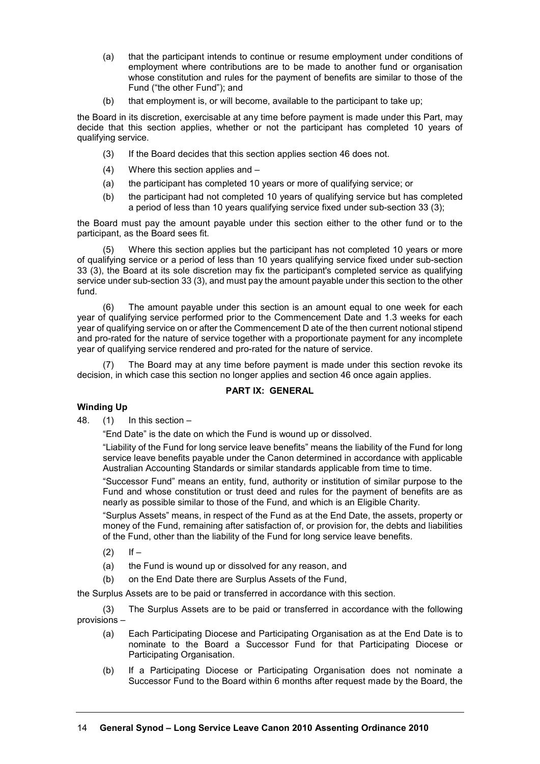(a) that the participant intends to continue or resume employment under conditions of employment where contributions are to be made to another fund or organisation whose constitution and rules for the payment of benefits are similar to those of the Fund ("the other Fund"); and

(b) that employment is, or will become, available to the participant to take up;

the Board in its discretion, exercisable at any time before payment is made under this Part, may decide that this section applies, whether or not the participant has completed 10 years of qualifying service.

(3) If the Board decides that this section applies section 46 does not.

(4) Where this section applies and –

(a) the participant has completed 10 years or more of qualifying service; or

(b) the participant had not completed 10 years of qualifying service but has completed a period of less than 10 years qualifying service fixed under sub-section 33 (3);

the Board must pay the amount payable under this section either to the other fund or to the participant, as the Board sees fit.

(5) Where this section applies but the participant has not completed 10 years or more of qualifying service or a period of less than 10 years qualifying service fixed under sub-section 33 (3), the Board at its sole discretion may fix the participant's completed service as qualifying service under sub-section 33 (3), and must pay the amount payable under this section to the other fund.

(6) The amount payable under this section is an amount equal to one week for each year of qualifying service performed prior to the Commencement Date and 1.3 weeks for each year of qualifying service on or after the Commencement D ate of the then current notional stipend and pro-rated for the nature of service together with a proportionate payment for any incomplete year of qualifying service rendered and pro-rated for the nature of service.

(7) The Board may at any time before payment is made under this section revoke its decision, in which case this section no longer applies and section 46 once again applies.

## PART IX: GENERAL

### Winding Up

48. (1) In this section –

"End Date" is the date on which the Fund is wound up or dissolved.

"Liability of the Fund for long service leave benefits" means the liability of the Fund for long service leave benefits payable under the Canon determined in accordance with applicable Australian Accounting Standards or similar standards applicable from time to time.

"Successor Fund" means an entity, fund, authority or institution of similar purpose to the Fund and whose constitution or trust deed and rules for the payment of benefits are as nearly as possible similar to those of the Fund, and which is an Eligible Charity.

"Surplus Assets" means, in respect of the Fund as at the End Date, the assets, property or money of the Fund, remaining after satisfaction of, or provision for, the debts and liabilities of the Fund, other than the liability of the Fund for long service leave benefits.

(2) If –

(a) the Fund is wound up or dissolved for any reason, and

(b) on the End Date there are Surplus Assets of the Fund,

the Surplus Assets are to be paid or transferred in accordance with this section.

(3) The Surplus Assets are to be paid or transferred in accordance with the following provisions –

(a) Each Participating Diocese and Participating Organisation as at the End Date is to nominate to the Board a Successor Fund for that Participating Diocese or Participating Organisation.

(b) If a Participating Diocese or Participating Organisation does not nominate a Successor Fund to the Board within 6 months after request made by the Board, the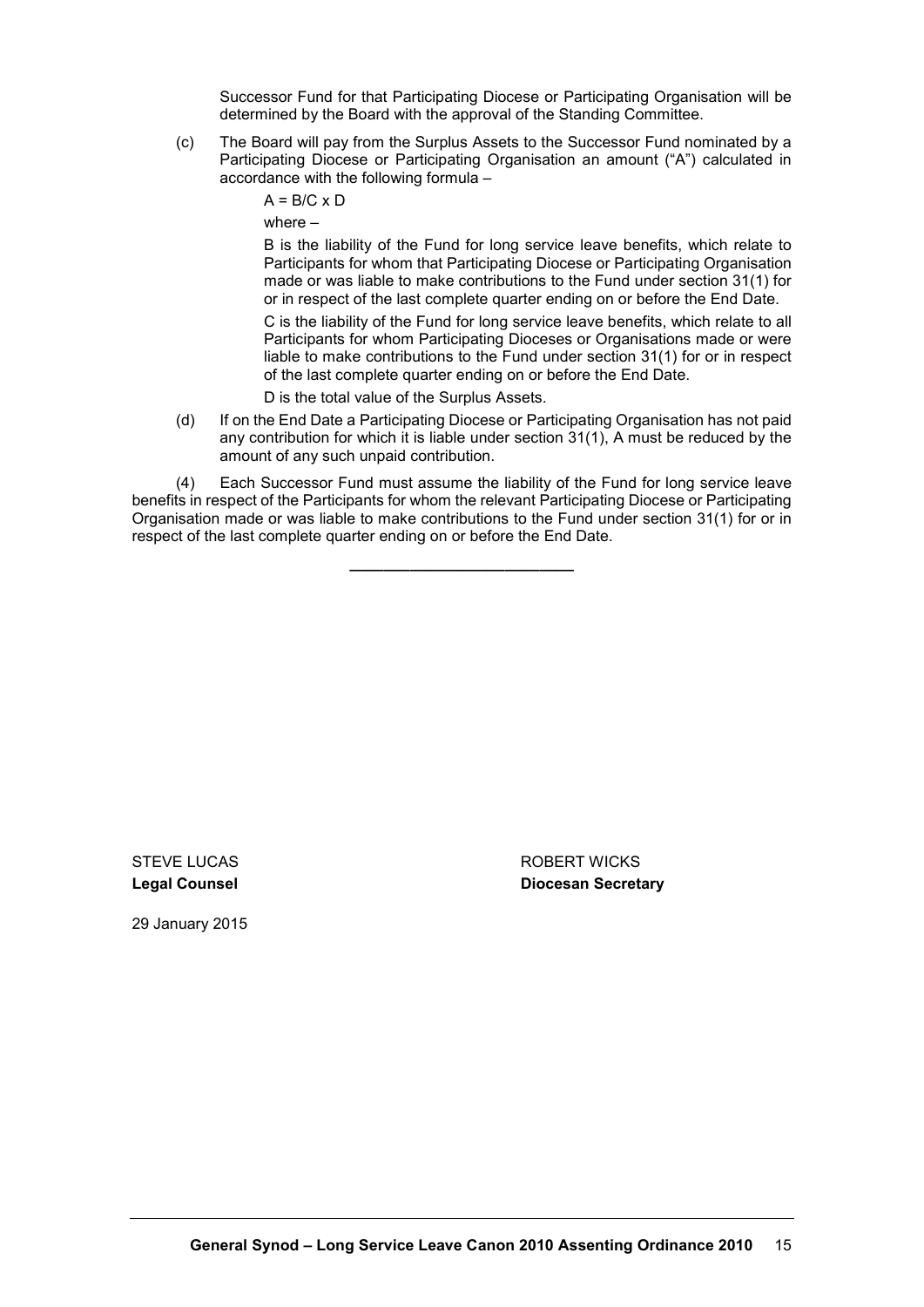Successor Fund for that Participating Diocese or Participating Organisation will be determined by the Board with the approval of the Standing Committee.

(c) The Board will pay from the Surplus Assets to the Successor Fund nominated by a Participating Diocese or Participating Organisation an amount ("A") calculated in accordance with the following formula –

$A = B/C \times D$

where –

B is the liability of the Fund for long service leave benefits, which relate to Participants for whom that Participating Diocese or Participating Organisation made or was liable to make contributions to the Fund under section 31(1) for or in respect of the last complete quarter ending on or before the End Date.

C is the liability of the Fund for long service leave benefits, which relate to all Participants for whom Participating Dioceses or Organisations made or were liable to make contributions to the Fund under section 31(1) for or in respect of the last complete quarter ending on or before the End Date.

D is the total value of the Surplus Assets.

(d) If on the End Date a Participating Diocese or Participating Organisation has not paid any contribution for which it is liable under section 31(1), A must be reduced by the amount of any such unpaid contribution.

(4) Each Successor Fund must assume the liability of the Fund for long service leave benefits in respect of the Participants for whom the relevant Participating Diocese or Participating Organisation made or was liable to make contributions to the Fund under section 31(1) for or in respect of the last complete quarter ending on or before the End Date.

---

STEVE LUCAS
**Legal Counsel**

ROBERT WICKS
**Diocesan Secretary**

29 January 2015